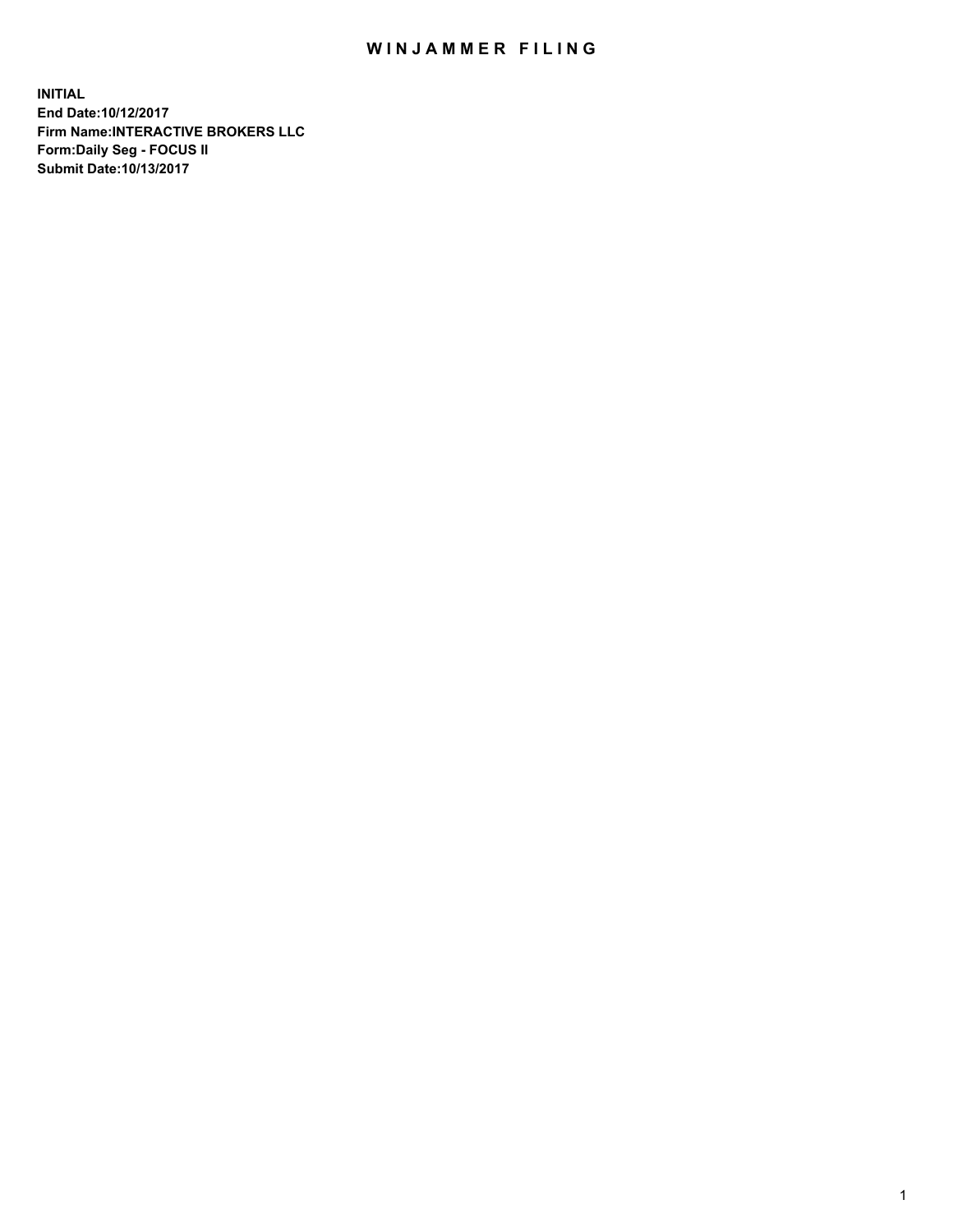# WINJAMMER FILING

**INITIAL**
**End Date:10/12/2017**
**Firm Name:INTERACTIVE BROKERS LLC**
**Form:Daily Seg - FOCUS II**
**Submit Date:10/13/2017**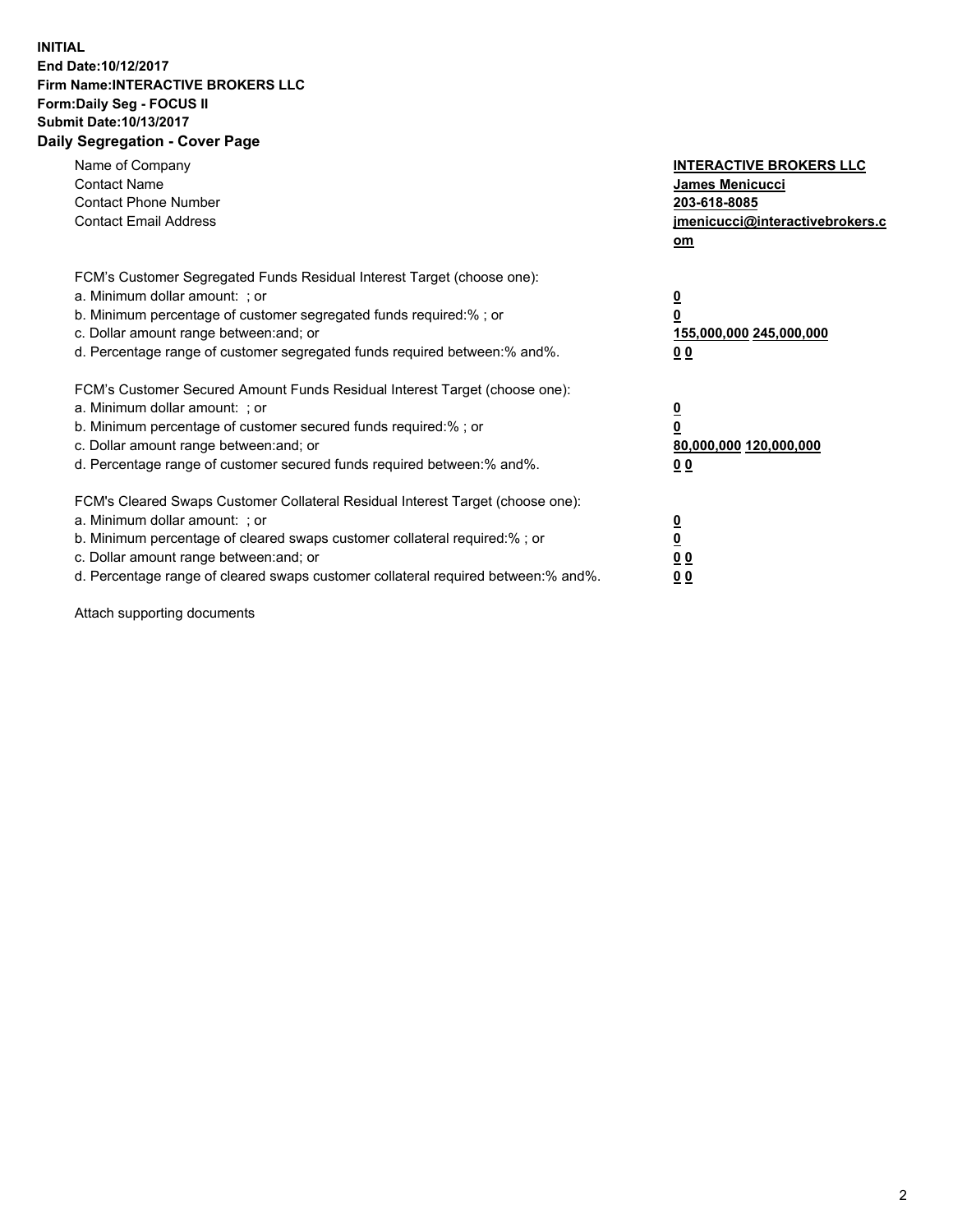**INITIAL**
**End Date:10/12/2017**
**Firm Name:INTERACTIVE BROKERS LLC**
**Form:Daily Seg - FOCUS II**
**Submit Date:10/13/2017**
**Daily Segregation - Cover Page**

| | |
|---|---|
| Name of Company | **INTERACTIVE BROKERS LLC** |
| Contact Name | **James Menicucci** |
| Contact Phone Number | **203-618-8085** |
| Contact Email Address | **jmenicucci@interactivebrokers.com** |

FCM's Customer Segregated Funds Residual Interest Target (choose one):

| | |
|---|---|
| a. Minimum dollar amount: ; or | **0** |
| b. Minimum percentage of customer segregated funds required:% ; or | **0** |
| c. Dollar amount range between:and; or | **155,000,000 245,000,000** |
| d. Percentage range of customer segregated funds required between:% and%. | **0 0** |

FCM's Customer Secured Amount Funds Residual Interest Target (choose one):

| | |
|---|---|
| a. Minimum dollar amount: ; or | **0** |
| b. Minimum percentage of customer secured funds required:% ; or | **0** |
| c. Dollar amount range between:and; or | **80,000,000 120,000,000** |
| d. Percentage range of customer secured funds required between:% and%. | **0 0** |

FCM's Cleared Swaps Customer Collateral Residual Interest Target (choose one):

| | |
|---|---|
| a. Minimum dollar amount: ; or | **0** |
| b. Minimum percentage of cleared swaps customer collateral required:% ; or | **0** |
| c. Dollar amount range between:and; or | **0 0** |
| d. Percentage range of cleared swaps customer collateral required between:% and%. | **0 0** |

Attach supporting documents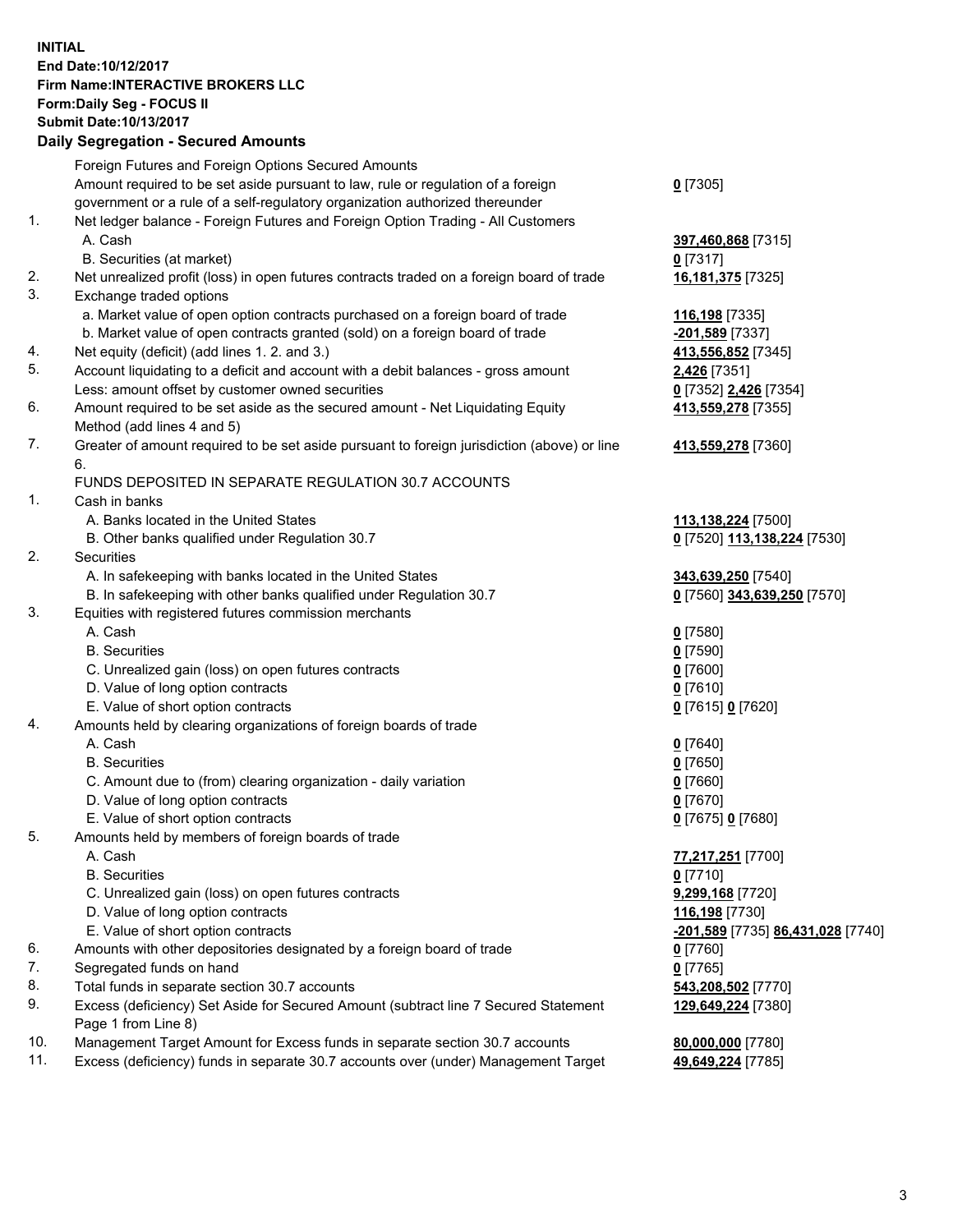**INITIAL**
**End Date:10/12/2017**
**Firm Name:INTERACTIVE BROKERS LLC**
**Form:Daily Seg - FOCUS II**
**Submit Date:10/13/2017**
**Daily Segregation - Secured Amounts**

| | | |
|---|---|---|
| | Foreign Futures and Foreign Options Secured Amounts | |
| | Amount required to be set aside pursuant to law, rule or regulation of a foreign government or a rule of a self-regulatory organization authorized thereunder | **0** [7305] |
| 1. | Net ledger balance - Foreign Futures and Foreign Option Trading - All Customers | |
| | A. Cash | **397,460,868** [7315] |
| | B. Securities (at market) | **0** [7317] |
| 2. | Net unrealized profit (loss) in open futures contracts traded on a foreign board of trade | **16,181,375** [7325] |
| 3. | Exchange traded options | |
| | a. Market value of open option contracts purchased on a foreign board of trade | **116,198** [7335] |
| | b. Market value of open contracts granted (sold) on a foreign board of trade | **-201,589** [7337] |
| 4. | Net equity (deficit) (add lines 1. 2. and 3.) | **413,556,852** [7345] |
| 5. | Account liquidating to a deficit and account with a debit balances - gross amount | **2,426** [7351] |
| | Less: amount offset by customer owned securities | **0** [7352] **2,426** [7354] |
| 6. | Amount required to be set aside as the secured amount - Net Liquidating Equity Method (add lines 4 and 5) | **413,559,278** [7355] |
| 7. | Greater of amount required to be set aside pursuant to foreign jurisdiction (above) or line 6. | **413,559,278** [7360] |
| | FUNDS DEPOSITED IN SEPARATE REGULATION 30.7 ACCOUNTS | |
| 1. | Cash in banks | |
| | A. Banks located in the United States | **113,138,224** [7500] |
| | B. Other banks qualified under Regulation 30.7 | **0** [7520] **113,138,224** [7530] |
| 2. | Securities | |
| | A. In safekeeping with banks located in the United States | **343,639,250** [7540] |
| | B. In safekeeping with other banks qualified under Regulation 30.7 | **0** [7560] **343,639,250** [7570] |
| 3. | Equities with registered futures commission merchants | |
| | A. Cash | **0** [7580] |
| | B. Securities | **0** [7590] |
| | C. Unrealized gain (loss) on open futures contracts | **0** [7600] |
| | D. Value of long option contracts | **0** [7610] |
| | E. Value of short option contracts | **0** [7615] **0** [7620] |
| 4. | Amounts held by clearing organizations of foreign boards of trade | |
| | A. Cash | **0** [7640] |
| | B. Securities | **0** [7650] |
| | C. Amount due to (from) clearing organization - daily variation | **0** [7660] |
| | D. Value of long option contracts | **0** [7670] |
| | E. Value of short option contracts | **0** [7675] **0** [7680] |
| 5. | Amounts held by members of foreign boards of trade | |
| | A. Cash | **77,217,251** [7700] |
| | B. Securities | **0** [7710] |
| | C. Unrealized gain (loss) on open futures contracts | **9,299,168** [7720] |
| | D. Value of long option contracts | **116,198** [7730] |
| | E. Value of short option contracts | **-201,589** [7735] **86,431,028** [7740] |
| 6. | Amounts with other depositories designated by a foreign board of trade | **0** [7760] |
| 7. | Segregated funds on hand | **0** [7765] |
| 8. | Total funds in separate section 30.7 accounts | **543,208,502** [7770] |
| 9. | Excess (deficiency) Set Aside for Secured Amount (subtract line 7 Secured Statement Page 1 from Line 8) | **129,649,224** [7380] |
| 10. | Management Target Amount for Excess funds in separate section 30.7 accounts | **80,000,000** [7780] |
| 11. | Excess (deficiency) funds in separate 30.7 accounts over (under) Management Target | **49,649,224** [7785] |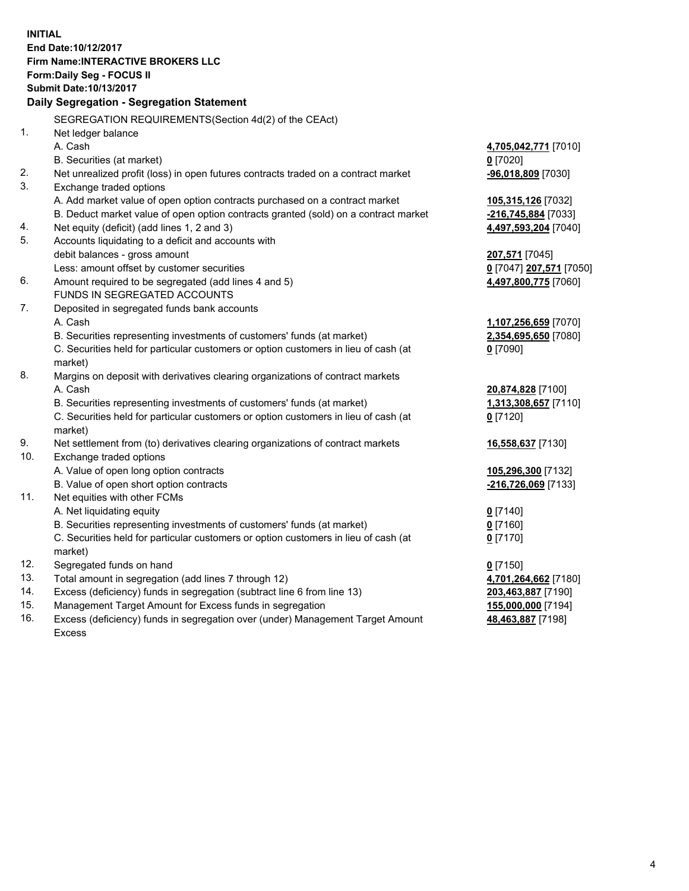**INITIAL**
**End Date:10/12/2017**
**Firm Name:INTERACTIVE BROKERS LLC**
**Form:Daily Seg - FOCUS II**
**Submit Date:10/13/2017**
**Daily Segregation - Segregation Statement**

SEGREGATION REQUIREMENTS(Section 4d(2) of the CEAct)

| | | |
|---|---|---|
| 1. | Net ledger balance | |
| | A. Cash | **4,705,042,771** [7010] |
| | B. Securities (at market) | **0** [7020] |
| 2. | Net unrealized profit (loss) in open futures contracts traded on a contract market | **-96,018,809** [7030] |
| 3. | Exchange traded options | |
| | A. Add market value of open option contracts purchased on a contract market | **105,315,126** [7032] |
| | B. Deduct market value of open option contracts granted (sold) on a contract market | **-216,745,884** [7033] |
| 4. | Net equity (deficit) (add lines 1, 2 and 3) | **4,497,593,204** [7040] |
| 5. | Accounts liquidating to a deficit and accounts with | |
| | debit balances - gross amount | **207,571** [7045] |
| | Less: amount offset by customer securities | **0** [7047] **207,571** [7050] |
| 6. | Amount required to be segregated (add lines 4 and 5) | **4,497,800,775** [7060] |
| | FUNDS IN SEGREGATED ACCOUNTS | |
| 7. | Deposited in segregated funds bank accounts | |
| | A. Cash | **1,107,256,659** [7070] |
| | B. Securities representing investments of customers' funds (at market) | **2,354,695,650** [7080] |
| | C. Securities held for particular customers or option customers in lieu of cash (at market) | **0** [7090] |
| 8. | Margins on deposit with derivatives clearing organizations of contract markets | |
| | A. Cash | **20,874,828** [7100] |
| | B. Securities representing investments of customers' funds (at market) | **1,313,308,657** [7110] |
| | C. Securities held for particular customers or option customers in lieu of cash (at market) | **0** [7120] |
| 9. | Net settlement from (to) derivatives clearing organizations of contract markets | **16,558,637** [7130] |
| 10. | Exchange traded options | |
| | A. Value of open long option contracts | **105,296,300** [7132] |
| | B. Value of open short option contracts | **-216,726,069** [7133] |
| 11. | Net equities with other FCMs | |
| | A. Net liquidating equity | **0** [7140] |
| | B. Securities representing investments of customers' funds (at market) | **0** [7160] |
| | C. Securities held for particular customers or option customers in lieu of cash (at market) | **0** [7170] |
| 12. | Segregated funds on hand | **0** [7150] |
| 13. | Total amount in segregation (add lines 7 through 12) | **4,701,264,662** [7180] |
| 14. | Excess (deficiency) funds in segregation (subtract line 6 from line 13) | **203,463,887** [7190] |
| 15. | Management Target Amount for Excess funds in segregation | **155,000,000** [7194] |
| 16. | Excess (deficiency) funds in segregation over (under) Management Target Amount Excess | **48,463,887** [7198] |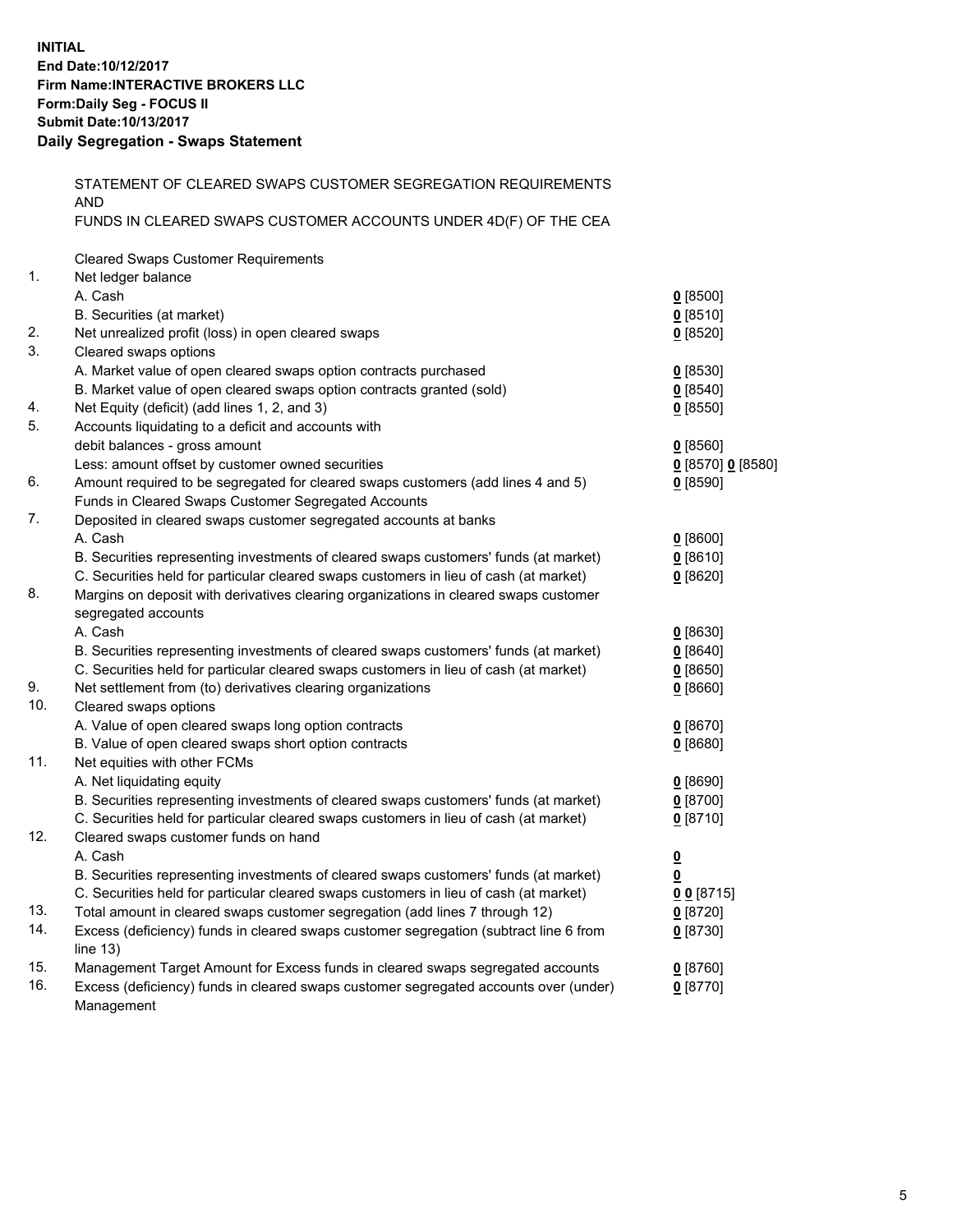**INITIAL**
**End Date:10/12/2017**
**Firm Name:INTERACTIVE BROKERS LLC**
**Form:Daily Seg - FOCUS II**
**Submit Date:10/13/2017**
**Daily Segregation - Swaps Statement**

STATEMENT OF CLEARED SWAPS CUSTOMER SEGREGATION REQUIREMENTS AND FUNDS IN CLEARED SWAPS CUSTOMER ACCOUNTS UNDER 4D(F) OF THE CEA

| | | |
|---|---|---|
| | Cleared Swaps Customer Requirements | |
| 1. | Net ledger balance | |
| | A. Cash | 0 [8500] |
| | B. Securities (at market) | 0 [8510] |
| 2. | Net unrealized profit (loss) in open cleared swaps | 0 [8520] |
| 3. | Cleared swaps options | |
| | A. Market value of open cleared swaps option contracts purchased | 0 [8530] |
| | B. Market value of open cleared swaps option contracts granted (sold) | 0 [8540] |
| 4. | Net Equity (deficit) (add lines 1, 2, and 3) | 0 [8550] |
| 5. | Accounts liquidating to a deficit and accounts with debit balances - gross amount | 0 [8560] |
| | Less: amount offset by customer owned securities | 0 [8570] 0 [8580] |
| 6. | Amount required to be segregated for cleared swaps customers (add lines 4 and 5) | 0 [8590] |
| | Funds in Cleared Swaps Customer Segregated Accounts | |
| 7. | Deposited in cleared swaps customer segregated accounts at banks | |
| | A. Cash | 0 [8600] |
| | B. Securities representing investments of cleared swaps customers' funds (at market) | 0 [8610] |
| | C. Securities held for particular cleared swaps customers in lieu of cash (at market) | 0 [8620] |
| 8. | Margins on deposit with derivatives clearing organizations in cleared swaps customer segregated accounts | |
| | A. Cash | 0 [8630] |
| | B. Securities representing investments of cleared swaps customers' funds (at market) | 0 [8640] |
| | C. Securities held for particular cleared swaps customers in lieu of cash (at market) | 0 [8650] |
| 9. | Net settlement from (to) derivatives clearing organizations | 0 [8660] |
| 10. | Cleared swaps options | |
| | A. Value of open cleared swaps long option contracts | 0 [8670] |
| | B. Value of open cleared swaps short option contracts | 0 [8680] |
| 11. | Net equities with other FCMs | |
| | A. Net liquidating equity | 0 [8690] |
| | B. Securities representing investments of cleared swaps customers' funds (at market) | 0 [8700] |
| | C. Securities held for particular cleared swaps customers in lieu of cash (at market) | 0 [8710] |
| 12. | Cleared swaps customer funds on hand | |
| | A. Cash | 0 |
| | B. Securities representing investments of cleared swaps customers' funds (at market) | 0 |
| | C. Securities held for particular cleared swaps customers in lieu of cash (at market) | 0 0 [8715] |
| 13. | Total amount in cleared swaps customer segregation (add lines 7 through 12) | 0 [8720] |
| 14. | Excess (deficiency) funds in cleared swaps customer segregation (subtract line 6 from line 13) | 0 [8730] |
| 15. | Management Target Amount for Excess funds in cleared swaps segregated accounts | 0 [8760] |
| 16. | Excess (deficiency) funds in cleared swaps customer segregated accounts over (under) Management | 0 [8770] |